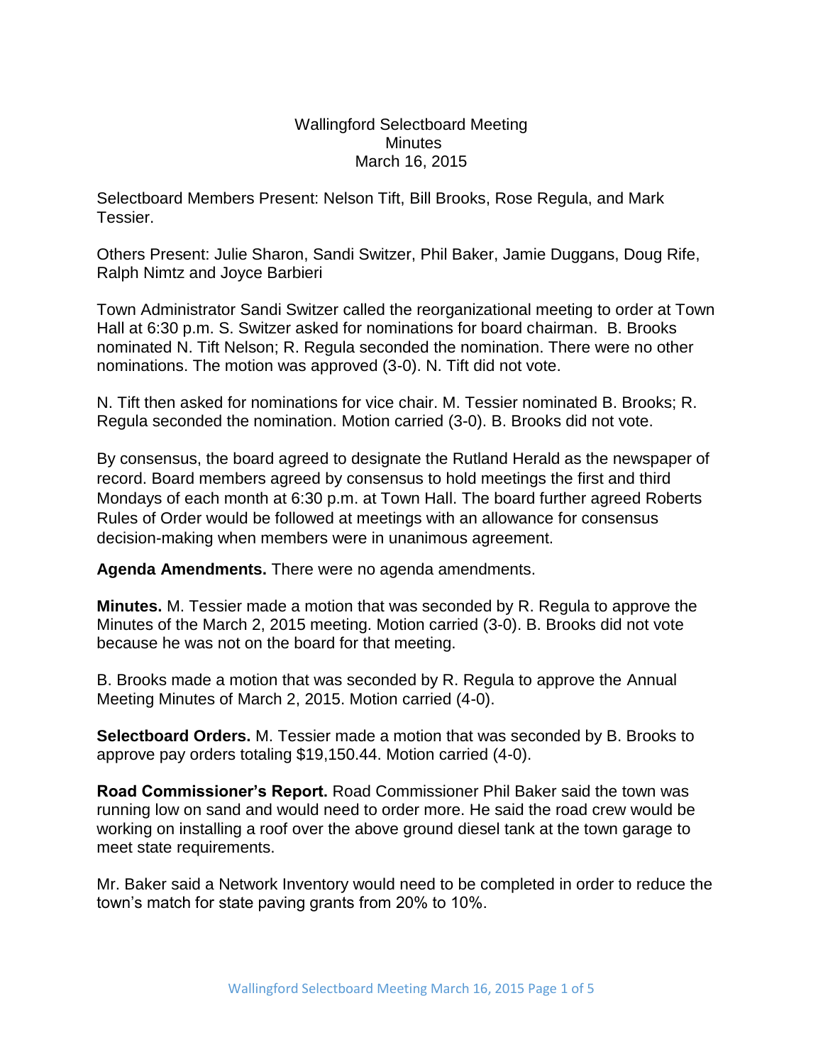# Wallingford Selectboard Meeting
## Minutes
## March 16, 2015

Selectboard Members Present: Nelson Tift, Bill Brooks, Rose Regula, and Mark Tessier.

Others Present: Julie Sharon, Sandi Switzer, Phil Baker, Jamie Duggans, Doug Rife, Ralph Nimtz and Joyce Barbieri

Town Administrator Sandi Switzer called the reorganizational meeting to order at Town Hall at 6:30 p.m. S. Switzer asked for nominations for board chairman. B. Brooks nominated N. Tift Nelson; R. Regula seconded the nomination. There were no other nominations. The motion was approved (3-0). N. Tift did not vote.

N. Tift then asked for nominations for vice chair. M. Tessier nominated B. Brooks; R. Regula seconded the nomination. Motion carried (3-0). B. Brooks did not vote.

By consensus, the board agreed to designate the Rutland Herald as the newspaper of record. Board members agreed by consensus to hold meetings the first and third Mondays of each month at 6:30 p.m. at Town Hall. The board further agreed Roberts Rules of Order would be followed at meetings with an allowance for consensus decision-making when members were in unanimous agreement.

**Agenda Amendments.** There were no agenda amendments.

**Minutes.** M. Tessier made a motion that was seconded by R. Regula to approve the Minutes of the March 2, 2015 meeting. Motion carried (3-0). B. Brooks did not vote because he was not on the board for that meeting.

B. Brooks made a motion that was seconded by R. Regula to approve the Annual Meeting Minutes of March 2, 2015. Motion carried (4-0).

**Selectboard Orders.** M. Tessier made a motion that was seconded by B. Brooks to approve pay orders totaling $19,150.44. Motion carried (4-0).

**Road Commissioner's Report.** Road Commissioner Phil Baker said the town was running low on sand and would need to order more. He said the road crew would be working on installing a roof over the above ground diesel tank at the town garage to meet state requirements.

Mr. Baker said a Network Inventory would need to be completed in order to reduce the town's match for state paving grants from 20% to 10%.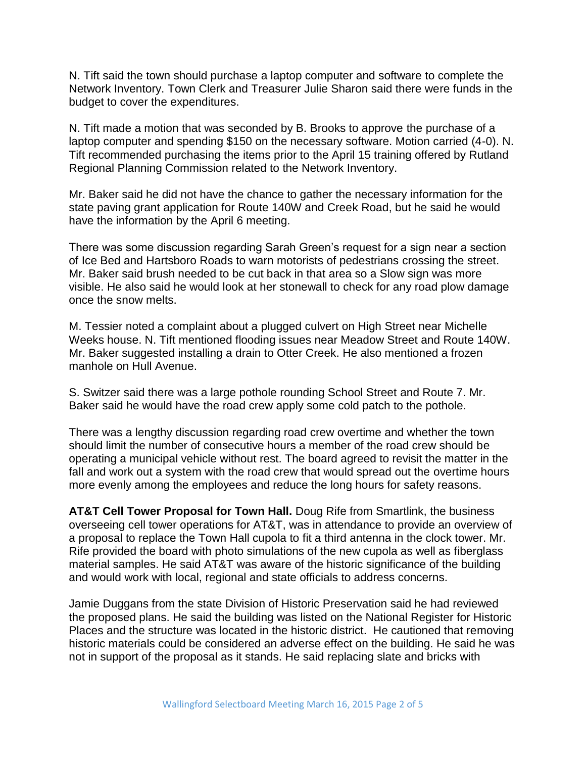N. Tift said the town should purchase a laptop computer and software to complete the Network Inventory. Town Clerk and Treasurer Julie Sharon said there were funds in the budget to cover the expenditures.

N. Tift made a motion that was seconded by B. Brooks to approve the purchase of a laptop computer and spending $150 on the necessary software. Motion carried (4-0). N. Tift recommended purchasing the items prior to the April 15 training offered by Rutland Regional Planning Commission related to the Network Inventory.

Mr. Baker said he did not have the chance to gather the necessary information for the state paving grant application for Route 140W and Creek Road, but he said he would have the information by the April 6 meeting.

There was some discussion regarding Sarah Green's request for a sign near a section of Ice Bed and Hartsboro Roads to warn motorists of pedestrians crossing the street. Mr. Baker said brush needed to be cut back in that area so a Slow sign was more visible. He also said he would look at her stonewall to check for any road plow damage once the snow melts.

M. Tessier noted a complaint about a plugged culvert on High Street near Michelle Weeks house. N. Tift mentioned flooding issues near Meadow Street and Route 140W. Mr. Baker suggested installing a drain to Otter Creek. He also mentioned a frozen manhole on Hull Avenue.

S. Switzer said there was a large pothole rounding School Street and Route 7. Mr. Baker said he would have the road crew apply some cold patch to the pothole.

There was a lengthy discussion regarding road crew overtime and whether the town should limit the number of consecutive hours a member of the road crew should be operating a municipal vehicle without rest. The board agreed to revisit the matter in the fall and work out a system with the road crew that would spread out the overtime hours more evenly among the employees and reduce the long hours for safety reasons.

**AT&T Cell Tower Proposal for Town Hall.** Doug Rife from Smartlink, the business overseeing cell tower operations for AT&T, was in attendance to provide an overview of a proposal to replace the Town Hall cupola to fit a third antenna in the clock tower. Mr. Rife provided the board with photo simulations of the new cupola as well as fiberglass material samples. He said AT&T was aware of the historic significance of the building and would work with local, regional and state officials to address concerns.

Jamie Duggans from the state Division of Historic Preservation said he had reviewed the proposed plans. He said the building was listed on the National Register for Historic Places and the structure was located in the historic district. He cautioned that removing historic materials could be considered an adverse effect on the building. He said he was not in support of the proposal as it stands. He said replacing slate and bricks with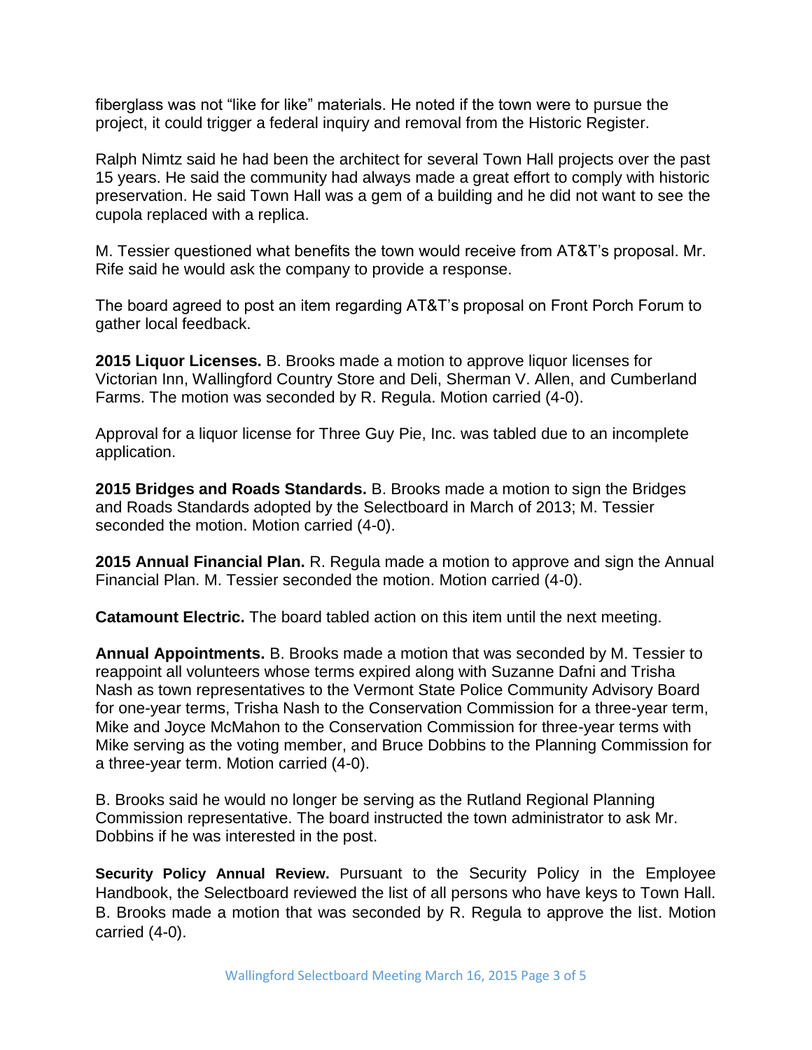fiberglass was not "like for like" materials. He noted if the town were to pursue the project, it could trigger a federal inquiry and removal from the Historic Register.

Ralph Nimtz said he had been the architect for several Town Hall projects over the past 15 years. He said the community had always made a great effort to comply with historic preservation. He said Town Hall was a gem of a building and he did not want to see the cupola replaced with a replica.

M. Tessier questioned what benefits the town would receive from AT&T's proposal. Mr. Rife said he would ask the company to provide a response.

The board agreed to post an item regarding AT&T's proposal on Front Porch Forum to gather local feedback.

**2015 Liquor Licenses.** B. Brooks made a motion to approve liquor licenses for Victorian Inn, Wallingford Country Store and Deli, Sherman V. Allen, and Cumberland Farms. The motion was seconded by R. Regula. Motion carried (4-0).

Approval for a liquor license for Three Guy Pie, Inc. was tabled due to an incomplete application.

**2015 Bridges and Roads Standards.** B. Brooks made a motion to sign the Bridges and Roads Standards adopted by the Selectboard in March of 2013; M. Tessier seconded the motion. Motion carried (4-0).

**2015 Annual Financial Plan.** R. Regula made a motion to approve and sign the Annual Financial Plan. M. Tessier seconded the motion. Motion carried (4-0).

**Catamount Electric.** The board tabled action on this item until the next meeting.

**Annual Appointments.** B. Brooks made a motion that was seconded by M. Tessier to reappoint all volunteers whose terms expired along with Suzanne Dafni and Trisha Nash as town representatives to the Vermont State Police Community Advisory Board for one-year terms, Trisha Nash to the Conservation Commission for a three-year term, Mike and Joyce McMahon to the Conservation Commission for three-year terms with Mike serving as the voting member, and Bruce Dobbins to the Planning Commission for a three-year term. Motion carried (4-0).

B. Brooks said he would no longer be serving as the Rutland Regional Planning Commission representative. The board instructed the town administrator to ask Mr. Dobbins if he was interested in the post.

**Security Policy Annual Review.** Pursuant to the Security Policy in the Employee Handbook, the Selectboard reviewed the list of all persons who have keys to Town Hall. B. Brooks made a motion that was seconded by R. Regula to approve the list. Motion carried (4-0).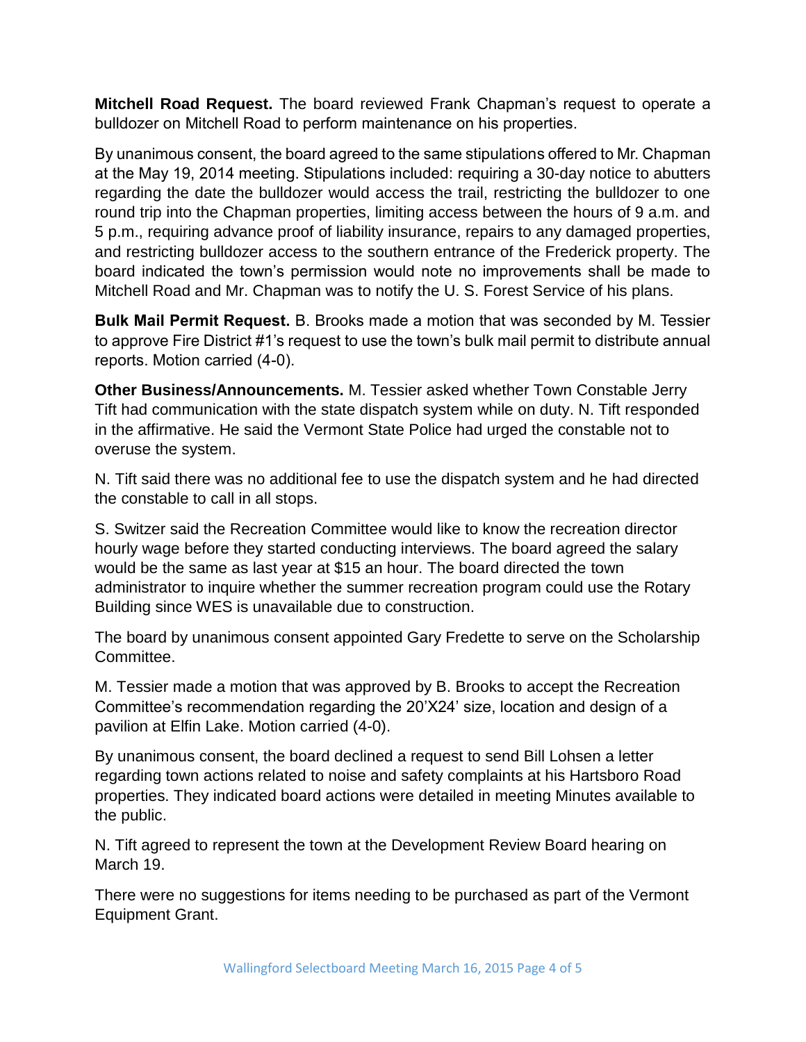**Mitchell Road Request.** The board reviewed Frank Chapman's request to operate a bulldozer on Mitchell Road to perform maintenance on his properties.

By unanimous consent, the board agreed to the same stipulations offered to Mr. Chapman at the May 19, 2014 meeting. Stipulations included: requiring a 30-day notice to abutters regarding the date the bulldozer would access the trail, restricting the bulldozer to one round trip into the Chapman properties, limiting access between the hours of 9 a.m. and 5 p.m., requiring advance proof of liability insurance, repairs to any damaged properties, and restricting bulldozer access to the southern entrance of the Frederick property. The board indicated the town's permission would note no improvements shall be made to Mitchell Road and Mr. Chapman was to notify the U. S. Forest Service of his plans.

**Bulk Mail Permit Request.** B. Brooks made a motion that was seconded by M. Tessier to approve Fire District #1's request to use the town's bulk mail permit to distribute annual reports. Motion carried (4-0).

**Other Business/Announcements.** M. Tessier asked whether Town Constable Jerry Tift had communication with the state dispatch system while on duty. N. Tift responded in the affirmative. He said the Vermont State Police had urged the constable not to overuse the system.

N. Tift said there was no additional fee to use the dispatch system and he had directed the constable to call in all stops.

S. Switzer said the Recreation Committee would like to know the recreation director hourly wage before they started conducting interviews. The board agreed the salary would be the same as last year at $15 an hour. The board directed the town administrator to inquire whether the summer recreation program could use the Rotary Building since WES is unavailable due to construction.

The board by unanimous consent appointed Gary Fredette to serve on the Scholarship Committee.

M. Tessier made a motion that was approved by B. Brooks to accept the Recreation Committee's recommendation regarding the 20'X24' size, location and design of a pavilion at Elfin Lake. Motion carried (4-0).

By unanimous consent, the board declined a request to send Bill Lohsen a letter regarding town actions related to noise and safety complaints at his Hartsboro Road properties. They indicated board actions were detailed in meeting Minutes available to the public.

N. Tift agreed to represent the town at the Development Review Board hearing on March 19.

There were no suggestions for items needing to be purchased as part of the Vermont Equipment Grant.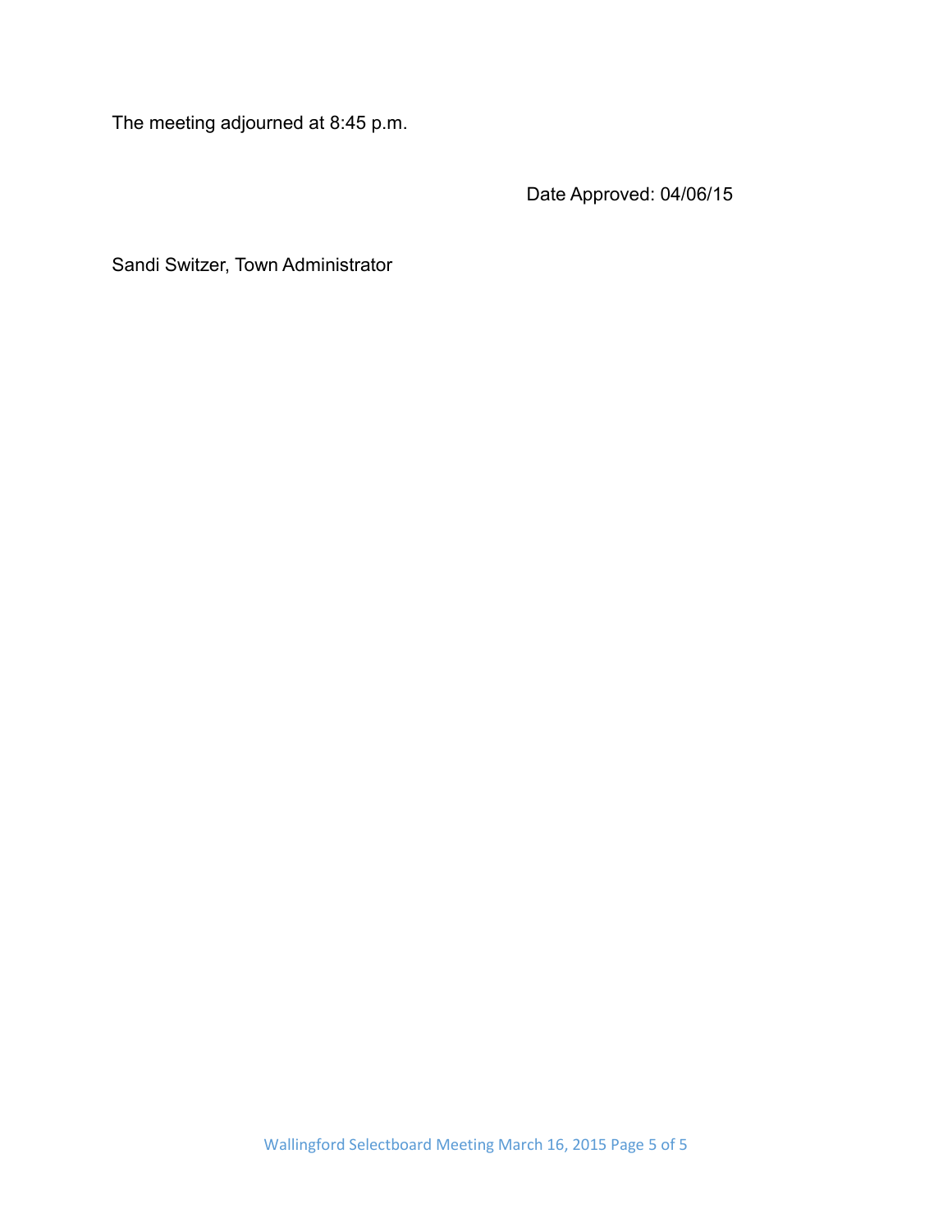The meeting adjourned at 8:45 p.m.

Date Approved: 04/06/15

Sandi Switzer, Town Administrator